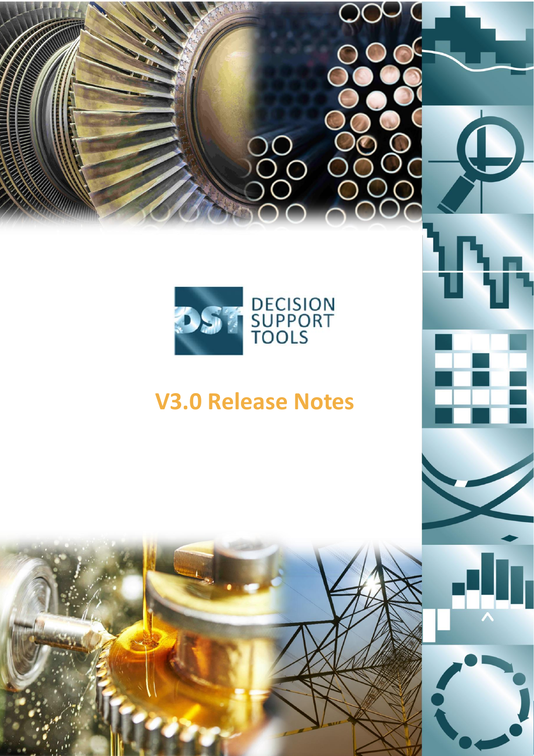DECISION SUPPORT TOOLS

# V3.0 Release Notes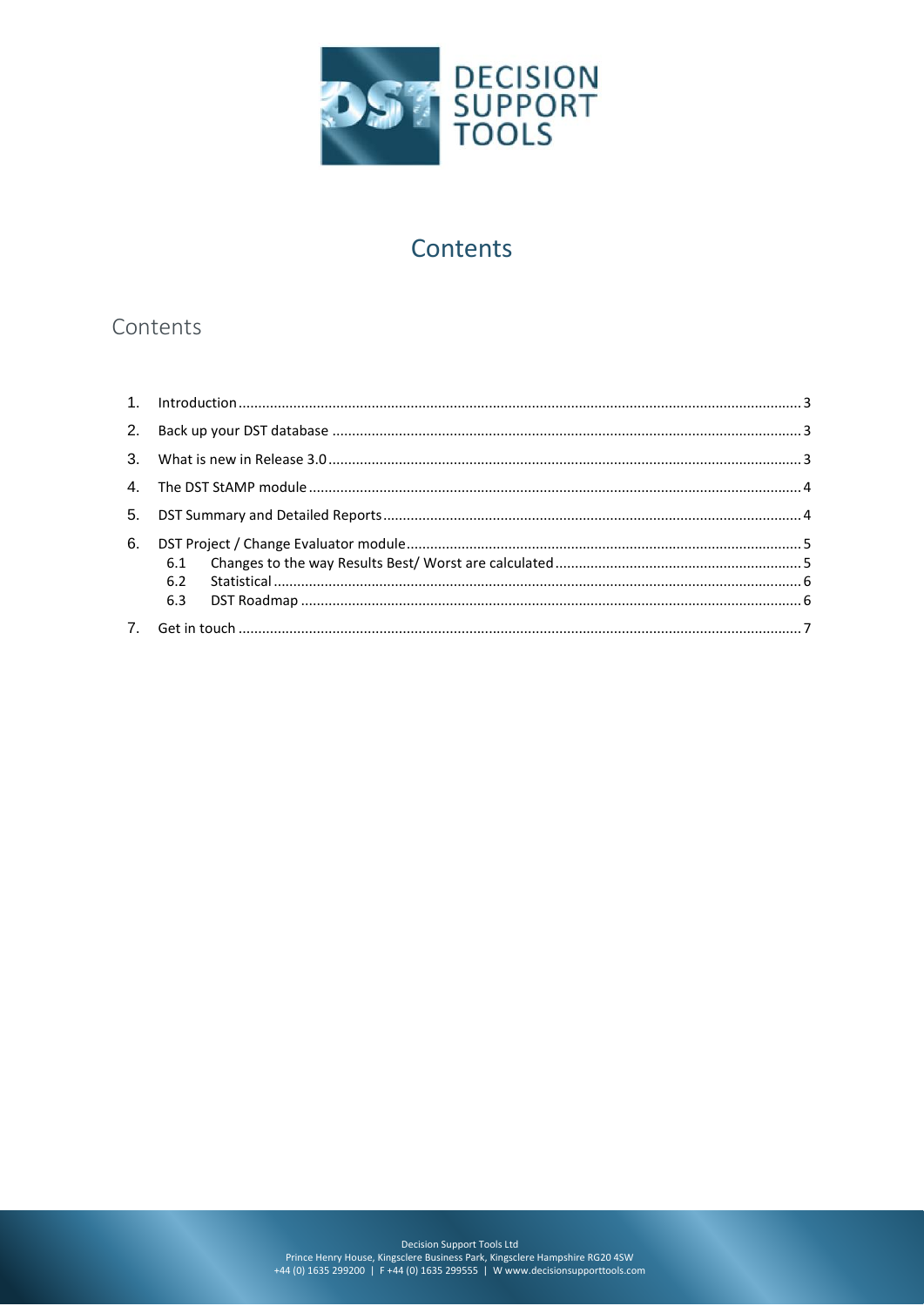# Contents

## Contents

1. Introduction ........ 3
2. Back up your DST database ........ 3
3. What is new in Release 3.0 ........ 3
4. The DST StAMP module ........ 4
5. DST Summary and Detailed Reports ........ 4
6. DST Project / Change Evaluator module ........ 5
   - 6.1 Changes to the way Results Best/ Worst are calculated ........ 5
   - 6.2 Statistical ........ 6
   - 6.3 DST Roadmap ........ 6
7. Get in touch ........ 7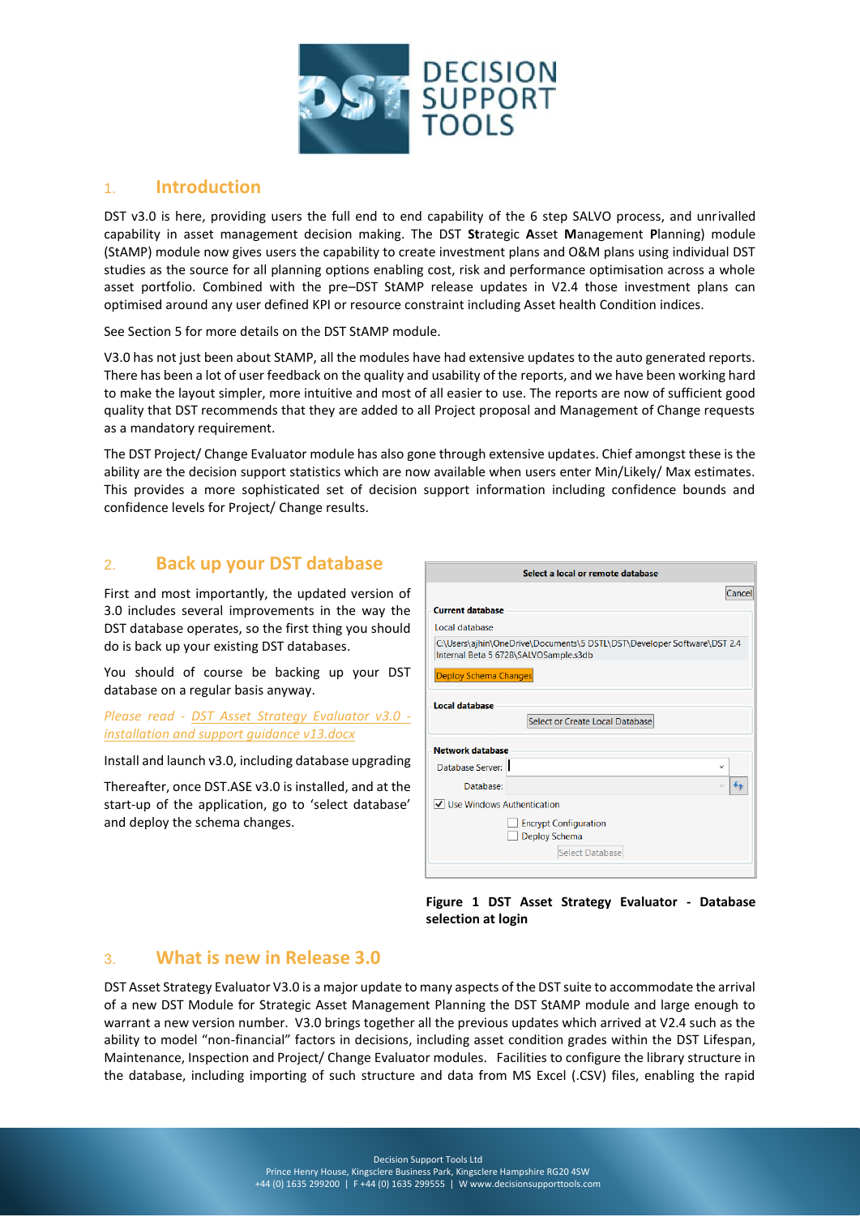## 1. Introduction

DST v3.0 is here, providing users the full end to end capability of the 6 step SALVO process, and unrivalled capability in asset management decision making. The DST **St**rategic **A**sset **M**anagement **P**lanning) module (StAMP) module now gives users the capability to create investment plans and O&M plans using individual DST studies as the source for all planning options enabling cost, risk and performance optimisation across a whole asset portfolio. Combined with the pre–DST StAMP release updates in V2.4 those investment plans can optimised around any user defined KPI or resource constraint including Asset health Condition indices.

See Section 5 for more details on the DST StAMP module.

V3.0 has not just been about StAMP, all the modules have had extensive updates to the auto generated reports. There has been a lot of user feedback on the quality and usability of the reports, and we have been working hard to make the layout simpler, more intuitive and most of all easier to use. The reports are now of sufficient good quality that DST recommends that they are added to all Project proposal and Management of Change requests as a mandatory requirement.

The DST Project/ Change Evaluator module has also gone through extensive updates. Chief amongst these is the ability are the decision support statistics which are now available when users enter Min/Likely/ Max estimates. This provides a more sophisticated set of decision support information including confidence bounds and confidence levels for Project/ Change results.

## 2. Back up your DST database

First and most importantly, the updated version of 3.0 includes several improvements in the way the DST database operates, so the first thing you should do is back up your existing DST databases.

You should of course be backing up your DST database on a regular basis anyway.

*Please read - DST Asset Strategy Evaluator v3.0 - installation and support guidance v13.docx*

Install and launch v3.0, including database upgrading

Thereafter, once DST.ASE v3.0 is installed, and at the start-up of the application, go to 'select database' and deploy the schema changes.

**Figure 1 DST Asset Strategy Evaluator - Database selection at login**

## 3. What is new in Release 3.0

DST Asset Strategy Evaluator V3.0 is a major update to many aspects of the DST suite to accommodate the arrival of a new DST Module for Strategic Asset Management Planning the DST StAMP module and large enough to warrant a new version number. V3.0 brings together all the previous updates which arrived at V2.4 such as the ability to model "non-financial" factors in decisions, including asset condition grades within the DST Lifespan, Maintenance, Inspection and Project/ Change Evaluator modules. Facilities to configure the library structure in the database, including importing of such structure and data from MS Excel (.CSV) files, enabling the rapid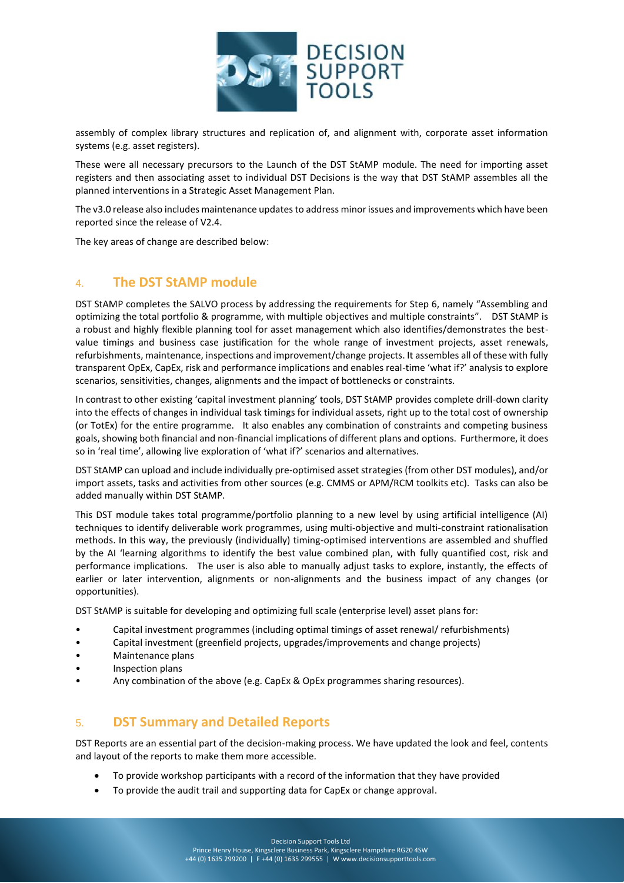assembly of complex library structures and replication of, and alignment with, corporate asset information systems (e.g. asset registers).

These were all necessary precursors to the Launch of the DST StAMP module. The need for importing asset registers and then associating asset to individual DST Decisions is the way that DST StAMP assembles all the planned interventions in a Strategic Asset Management Plan.

The v3.0 release also includes maintenance updates to address minor issues and improvements which have been reported since the release of V2.4.

The key areas of change are described below:

## 4. The DST StAMP module

DST StAMP completes the SALVO process by addressing the requirements for Step 6, namely "Assembling and optimizing the total portfolio & programme, with multiple objectives and multiple constraints". DST StAMP is a robust and highly flexible planning tool for asset management which also identifies/demonstrates the best-value timings and business case justification for the whole range of investment projects, asset renewals, refurbishments, maintenance, inspections and improvement/change projects. It assembles all of these with fully transparent OpEx, CapEx, risk and performance implications and enables real-time 'what if?' analysis to explore scenarios, sensitivities, changes, alignments and the impact of bottlenecks or constraints.

In contrast to other existing 'capital investment planning' tools, DST StAMP provides complete drill-down clarity into the effects of changes in individual task timings for individual assets, right up to the total cost of ownership (or TotEx) for the entire programme. It also enables any combination of constraints and competing business goals, showing both financial and non-financial implications of different plans and options. Furthermore, it does so in 'real time', allowing live exploration of 'what if?' scenarios and alternatives.

DST StAMP can upload and include individually pre-optimised asset strategies (from other DST modules), and/or import assets, tasks and activities from other sources (e.g. CMMS or APM/RCM toolkits etc). Tasks can also be added manually within DST StAMP.

This DST module takes total programme/portfolio planning to a new level by using artificial intelligence (AI) techniques to identify deliverable work programmes, using multi-objective and multi-constraint rationalisation methods. In this way, the previously (individually) timing-optimised interventions are assembled and shuffled by the AI 'learning algorithms to identify the best value combined plan, with fully quantified cost, risk and performance implications. The user is also able to manually adjust tasks to explore, instantly, the effects of earlier or later intervention, alignments or non-alignments and the business impact of any changes (or opportunities).

DST StAMP is suitable for developing and optimizing full scale (enterprise level) asset plans for:

- Capital investment programmes (including optimal timings of asset renewal/ refurbishments)
- Capital investment (greenfield projects, upgrades/improvements and change projects)
- Maintenance plans
- Inspection plans
- Any combination of the above (e.g. CapEx & OpEx programmes sharing resources).

## 5. DST Summary and Detailed Reports

DST Reports are an essential part of the decision-making process. We have updated the look and feel, contents and layout of the reports to make them more accessible.

- To provide workshop participants with a record of the information that they have provided
- To provide the audit trail and supporting data for CapEx or change approval.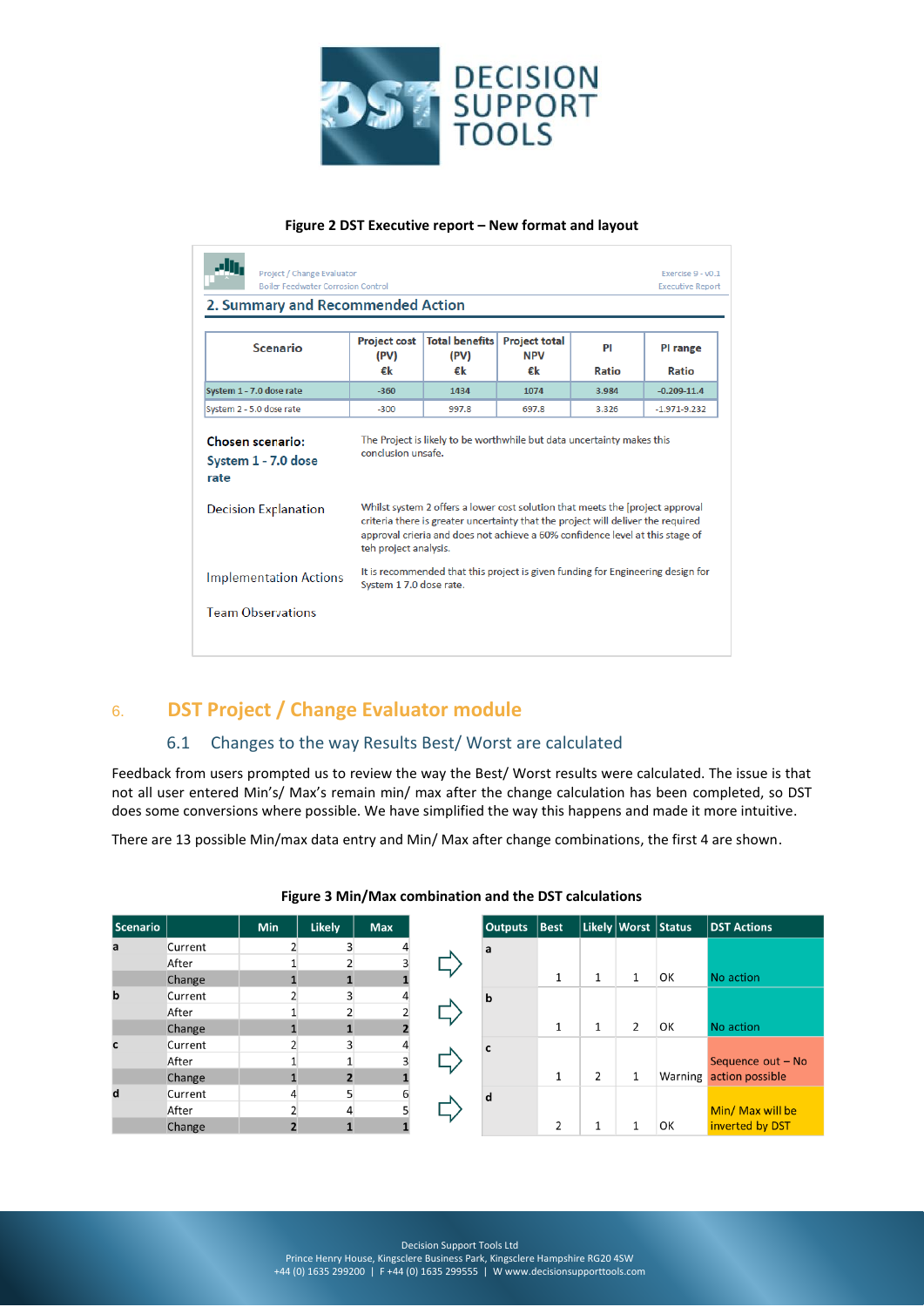Figure 2 DST Executive report – New format and layout

Project / Change Evaluator
Boiler Feedwater Corrosion Control

Exercise 9 - v0.1
Executive Report

## 2. Summary and Recommended Action

| Scenario | Project cost (PV) €k | Total benefits (PV) €k | Project total NPV €k | PI Ratio | PI range Ratio |
|---|---|---|---|---|---|
| System 1 - 7.0 dose rate | -360 | 1434 | 1074 | 3.984 | -0.209-11.4 |
| System 2 - 5.0 dose rate | -300 | 997.8 | 697.8 | 3.326 | -1.971-9.232 |

**Chosen scenario:** System 1 - 7.0 dose rate

The Project is likely to be worthwhile but data uncertainty makes this conclusion unsafe.

Decision Explanation

Whilst system 2 offers a lower cost solution that meets the [project approval criteria there is greater uncertainty that the project will deliver the required approval crieria and does not achieve a 60% confidence level at this stage of teh project analysis.

Implementation Actions

It is recommended that this project is given funding for Engineering design for System 1 7.0 dose rate.

Team Observations

## 6. DST Project / Change Evaluator module

### 6.1 Changes to the way Results Best/ Worst are calculated

Feedback from users prompted us to review the way the Best/ Worst results were calculated. The issue is that not all user entered Min's/ Max's remain min/ max after the change calculation has been completed, so DST does some conversions where possible. We have simplified the way this happens and made it more intuitive.

There are 13 possible Min/max data entry and Min/ Max after change combinations, the first 4 are shown.

Figure 3 Min/Max combination and the DST calculations

| Scenario | | Min | Likely | Max |
|---|---|---|---|---|
| a | Current | 2 | 3 | 4 |
| | After | 1 | 2 | 3 |
| | Change | 1 | 1 | 1 |
| b | Current | 2 | 3 | 4 |
| | After | 1 | 2 | 2 |
| | Change | 1 | 1 | 2 |
| c | Current | 2 | 3 | 4 |
| | After | 1 | 1 | 3 |
| | Change | 1 | 2 | 1 |
| d | Current | 4 | 5 | 6 |
| | After | 2 | 4 | 5 |
| | Change | 2 | 1 | 1 |

| Outputs | Best | Likely | Worst | Status | DST Actions |
|---|---|---|---|---|---|
| a | 1 | 1 | 1 | OK | No action |
| b | 1 | 1 | 2 | OK | No action |
| c | 1 | 2 | 1 | Warning | Sequence out – No action possible |
| d | 2 | 1 | 1 | OK | Min/ Max will be inverted by DST |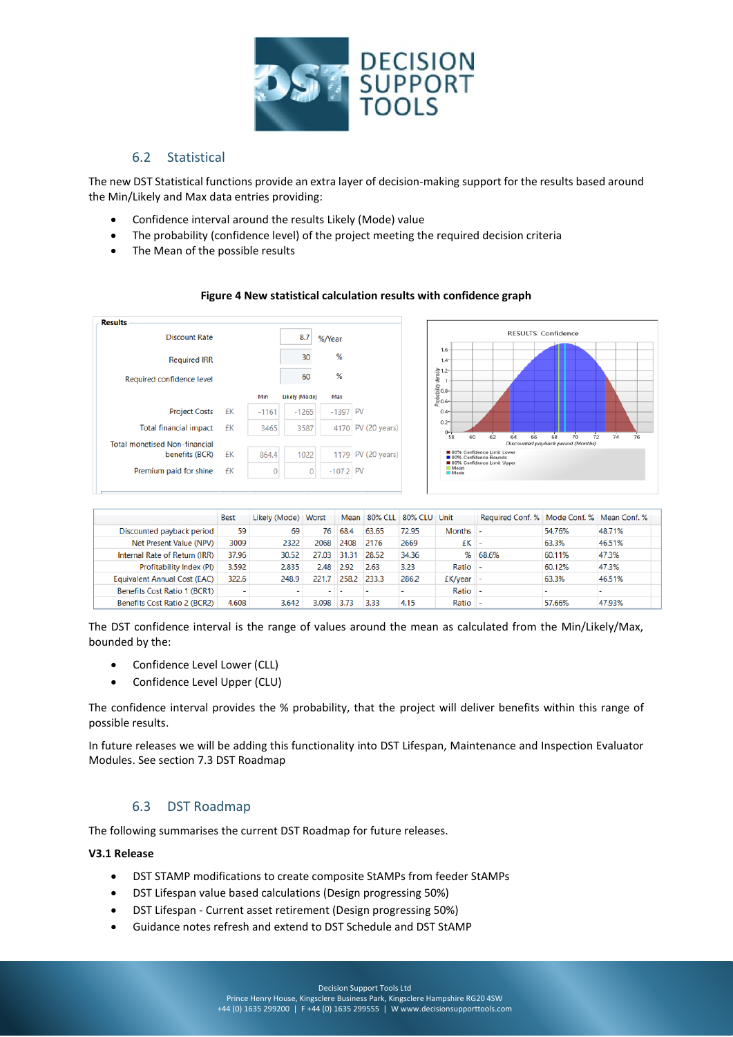## 6.2 Statistical

The new DST Statistical functions provide an extra layer of decision-making support for the results based around the Min/Likely and Max data entries providing:

- Confidence interval around the results Likely (Mode) value
- The probability (confidence level) of the project meeting the required decision criteria
- The Mean of the possible results

**Figure 4 New statistical calculation results with confidence graph**

| | Best | Likely (Mode) | Worst | Mean | 80% CLL | 80% CLU | Unit | Required Conf. % | Mode Conf. % | Mean Conf. % |
|---|---|---|---|---|---|---|---|---|---|---|
| Discounted payback period | 59 | 69 | 76 | 68.4 | 63.65 | 72.95 | Months | - | 54.76% | 48.71% |
| Net Present Value (NPV) | 3009 | 2322 | 2068 | 2408 | 2176 | 2669 | £K | - | 63.3% | 46.51% |
| Internal Rate of Return (IRR) | 37.96 | 30.52 | 27.03 | 31.31 | 28.52 | 34.36 | % | 68.6% | 60.11% | 47.3% |
| Profitability Index (PI) | 3.592 | 2.835 | 2.48 | 2.92 | 2.63 | 3.23 | Ratio | - | 60.12% | 47.3% |
| Equivalent Annual Cost (EAC) | 322.6 | 248.9 | 221.7 | 258.2 | 233.3 | 286.2 | £K/year | - | 63.3% | 46.51% |
| Benefits Cost Ratio 1 (BCR1) | - | - | - | - | - | - | Ratio | - | - | - |
| Benefits Cost Ratio 2 (BCR2) | 4.608 | 3.642 | 3.098 | 3.73 | 3.33 | 4.15 | Ratio | - | 57.66% | 47.93% |

The DST confidence interval is the range of values around the mean as calculated from the Min/Likely/Max, bounded by the:

- Confidence Level Lower (CLL)
- Confidence Level Upper (CLU)

The confidence interval provides the % probability, that the project will deliver benefits within this range of possible results.

In future releases we will be adding this functionality into DST Lifespan, Maintenance and Inspection Evaluator Modules. See section 7.3 DST Roadmap

## 6.3 DST Roadmap

The following summarises the current DST Roadmap for future releases.

**V3.1 Release**

- DST STAMP modifications to create composite StAMPs from feeder StAMPs
- DST Lifespan value based calculations (Design progressing 50%)
- DST Lifespan - Current asset retirement (Design progressing 50%)
- Guidance notes refresh and extend to DST Schedule and DST StAMP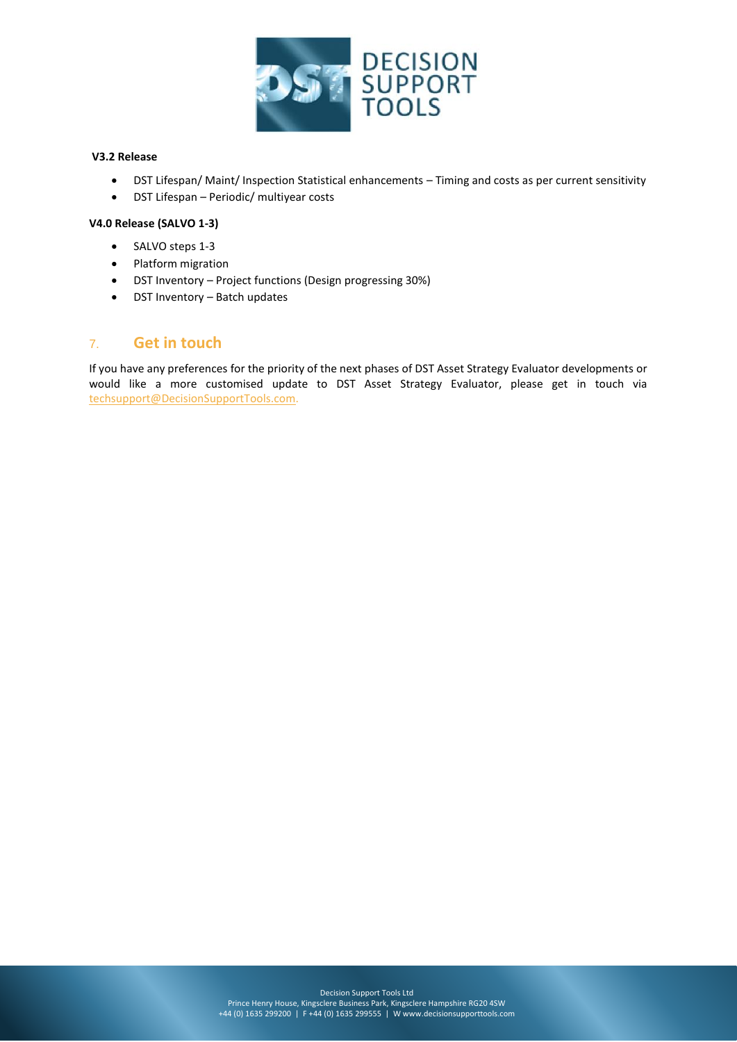**V3.2 Release**

- DST Lifespan/ Maint/ Inspection Statistical enhancements – Timing and costs as per current sensitivity
- DST Lifespan – Periodic/ multiyear costs

**V4.0 Release (SALVO 1-3)**

- SALVO steps 1-3
- Platform migration
- DST Inventory – Project functions (Design progressing 30%)
- DST Inventory – Batch updates

## 7. Get in touch

If you have any preferences for the priority of the next phases of DST Asset Strategy Evaluator developments or would like a more customised update to DST Asset Strategy Evaluator, please get in touch via techsupport@DecisionSupportTools.com.